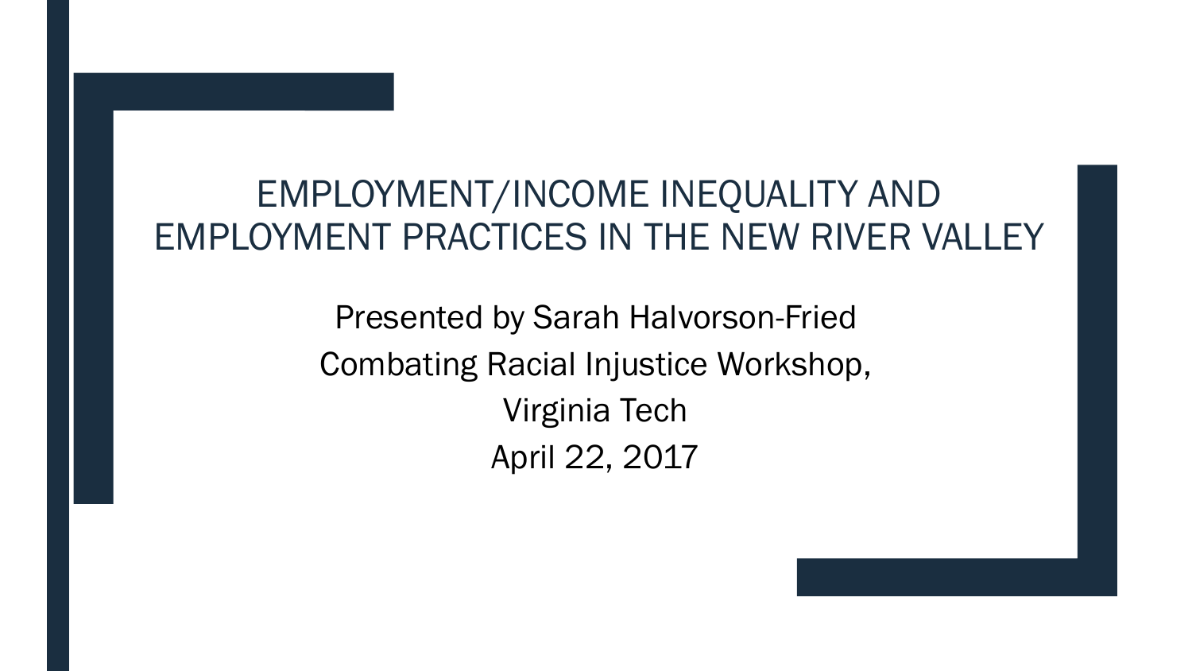# EMPLOYMENT/INCOME INEQUALITY AND EMPLOYMENT PRACTICES IN THE NEW RIVER VALLEY

Presented by Sarah Halvorson-Fried

Combating Racial Injustice Workshop,

Virginia Tech

April 22, 2017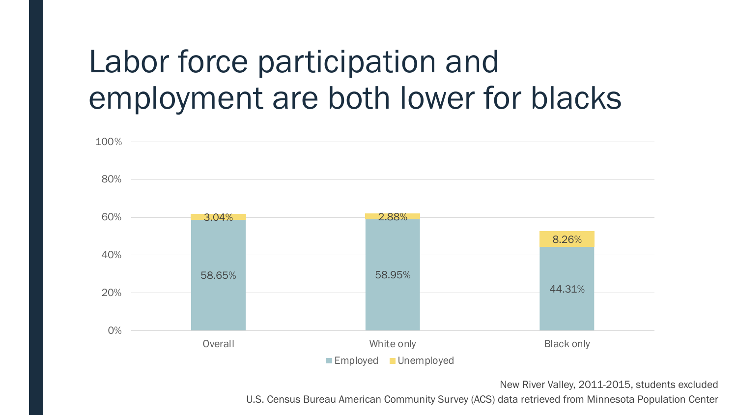# Labor force participation and employment are both lower for blacks

100%
80%
60%
40%
20%
0%

Overall: 58.65% / 3.04%

White only: 58.95% / 2.88%

Black only: 44.31% / 8.26%

Employed
Unemployed

New River Valley, 2011-2015, students excluded

U.S. Census Bureau American Community Survey (ACS) data retrieved from Minnesota Population Center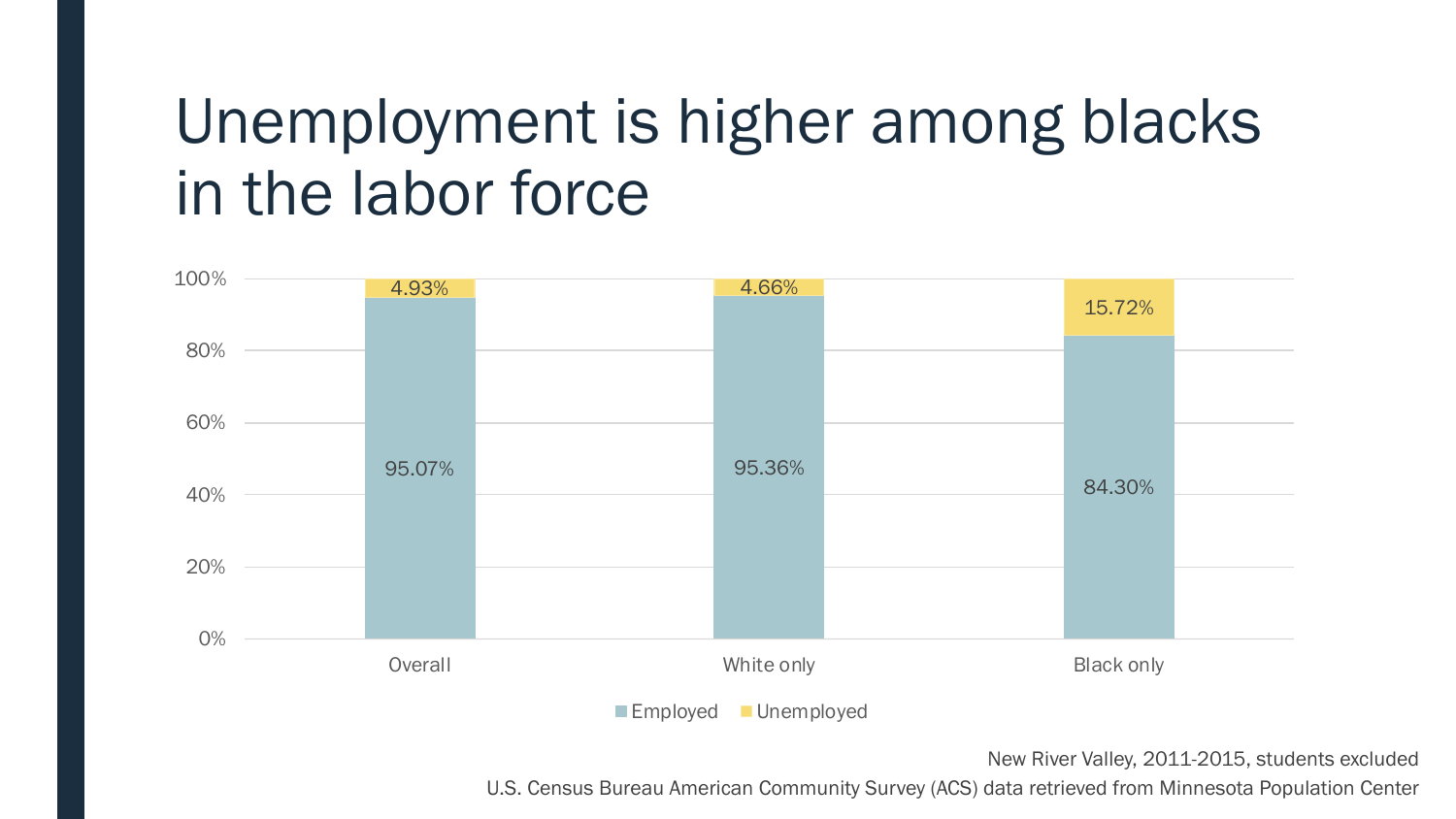# Unemployment is higher among blacks in the labor force

100%
80%
60%
40%
20%
0%

Overall
95.07%
4.93%

White only
95.36%
4.66%

Black only
84.30%
15.72%

Employed
Unemployed

New River Valley, 2011-2015, students excluded

U.S. Census Bureau American Community Survey (ACS) data retrieved from Minnesota Population Center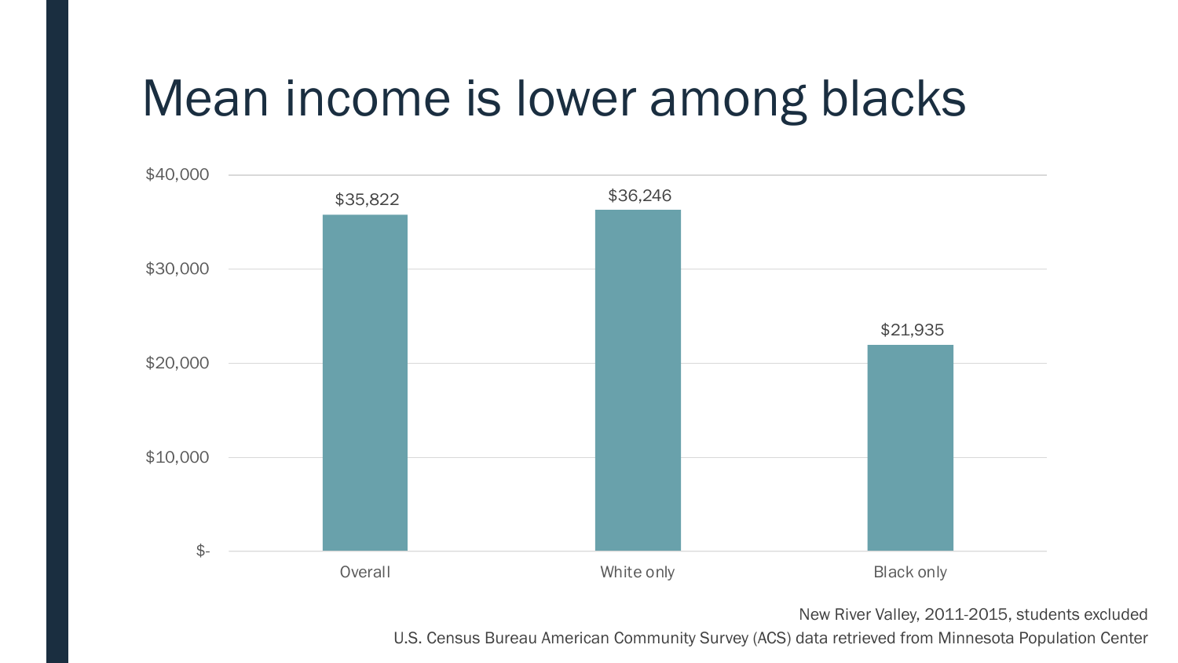# Mean income is lower among blacks

$40,000

$30,000

$20,000

$10,000

$-

$35,822

$36,246

$21,935

Overall

White only

Black only

New River Valley, 2011-2015, students excluded

U.S. Census Bureau American Community Survey (ACS) data retrieved from Minnesota Population Center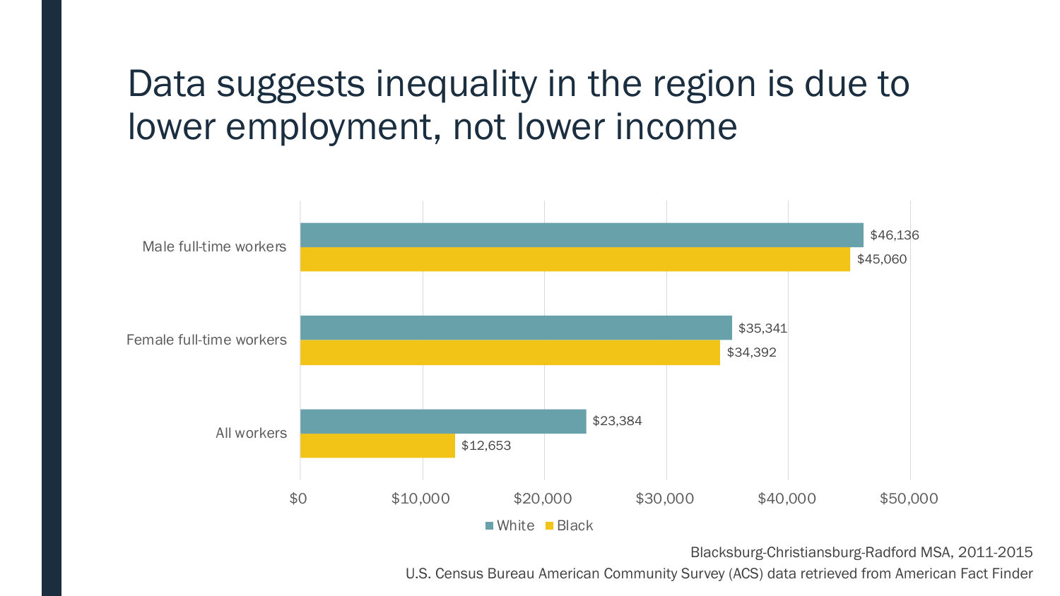# Data suggests inequality in the region is due to lower employment, not lower income

Male full-time workers

$46,136

$45,060

Female full-time workers

$35,341

$34,392

All workers

$23,384

$12,653

$0 $10,000 $20,000 $30,000 $40,000 $50,000

White Black

Blacksburg-Christiansburg-Radford MSA, 2011-2015

U.S. Census Bureau American Community Survey (ACS) data retrieved from American Fact Finder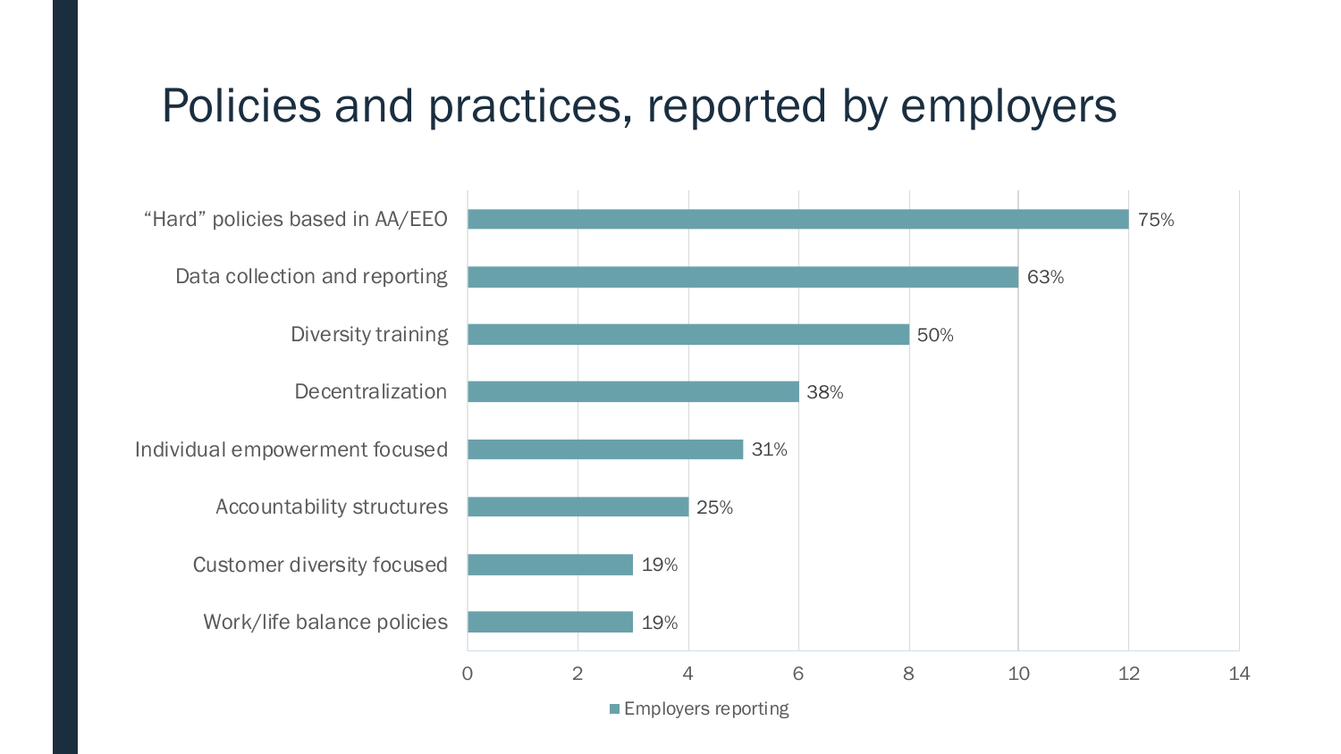# Policies and practices, reported by employers

“Hard” policies based in AA/EEO 75%

Data collection and reporting 63%

Diversity training 50%

Decentralization 38%

Individual empowerment focused 31%

Accountability structures 25%

Customer diversity focused 19%

Work/life balance policies 19%

0 2 4 6 8 10 12 14

Employers reporting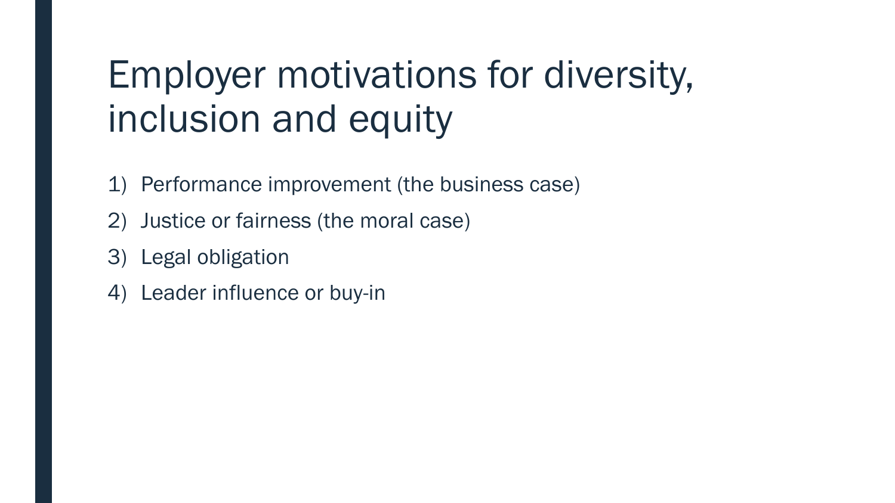# Employer motivations for diversity, inclusion and equity

1) Performance improvement (the business case)
2) Justice or fairness (the moral case)
3) Legal obligation
4) Leader influence or buy-in